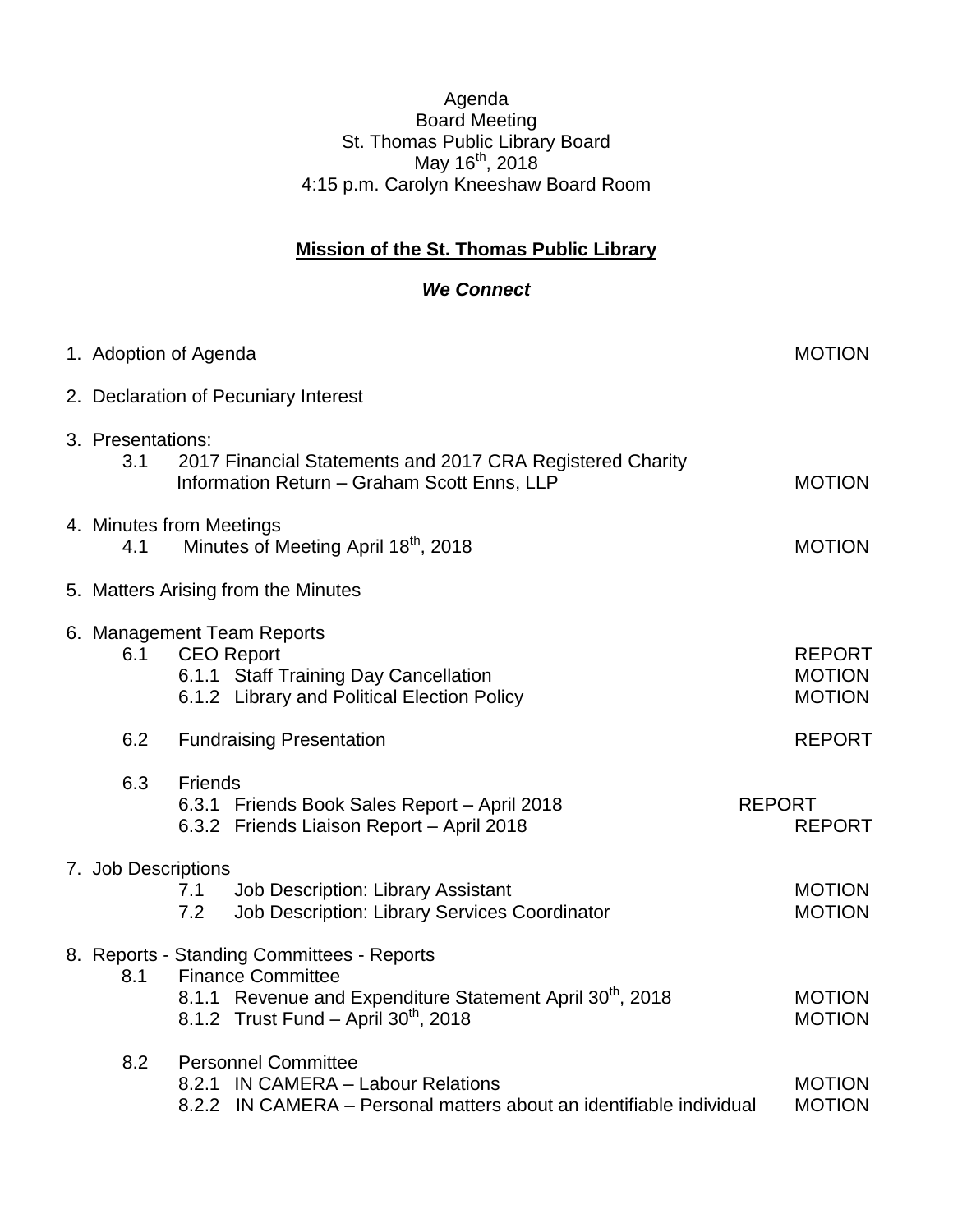Agenda
Board Meeting
St. Thomas Public Library Board
May 16th, 2018
4:15 p.m. Carolyn Kneeshaw Board Room

**Mission of the St. Thomas Public Library**

***We Connect***

1. Adoption of Agenda — MOTION

2. Declaration of Pecuniary Interest

3. Presentations:
   - 3.1 2017 Financial Statements and 2017 CRA Registered Charity Information Return – Graham Scott Enns, LLP — MOTION

4. Minutes from Meetings
   - 4.1 Minutes of Meeting April 18th, 2018 — MOTION

5. Matters Arising from the Minutes

6. Management Team Reports
   - 6.1 CEO Report — REPORT
     - 6.1.1 Staff Training Day Cancellation — MOTION
     - 6.1.2 Library and Political Election Policy — MOTION
   - 6.2 Fundraising Presentation — REPORT
   - 6.3 Friends
     - 6.3.1 Friends Book Sales Report – April 2018 — REPORT
     - 6.3.2 Friends Liaison Report – April 2018 — REPORT

7. Job Descriptions
   - 7.1 Job Description: Library Assistant — MOTION
   - 7.2 Job Description: Library Services Coordinator — MOTION

8. Reports - Standing Committees - Reports
   - 8.1 Finance Committee
     - 8.1.1 Revenue and Expenditure Statement April 30th, 2018 — MOTION
     - 8.1.2 Trust Fund – April 30th, 2018 — MOTION
   - 8.2 Personnel Committee
     - 8.2.1 IN CAMERA – Labour Relations — MOTION
     - 8.2.2 IN CAMERA – Personal matters about an identifiable individual — MOTION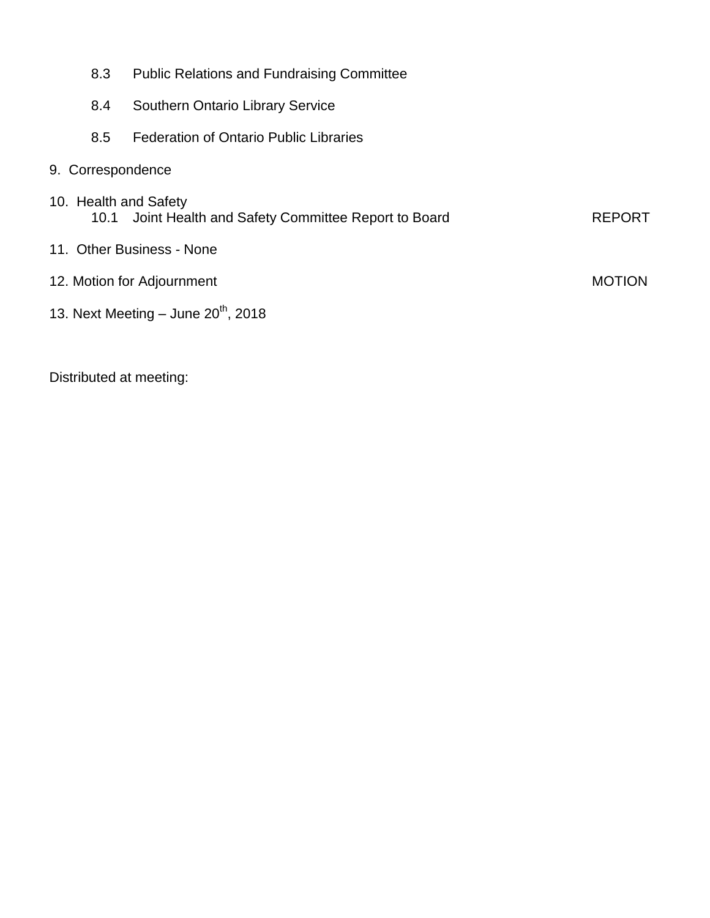8.3 Public Relations and Fundraising Committee

8.4 Southern Ontario Library Service

8.5 Federation of Ontario Public Libraries

9. Correspondence

10. Health and Safety
    10.1 Joint Health and Safety Committee Report to Board — REPORT

11. Other Business - None

12. Motion for Adjournment — MOTION

13. Next Meeting – June 20th, 2018

Distributed at meeting: